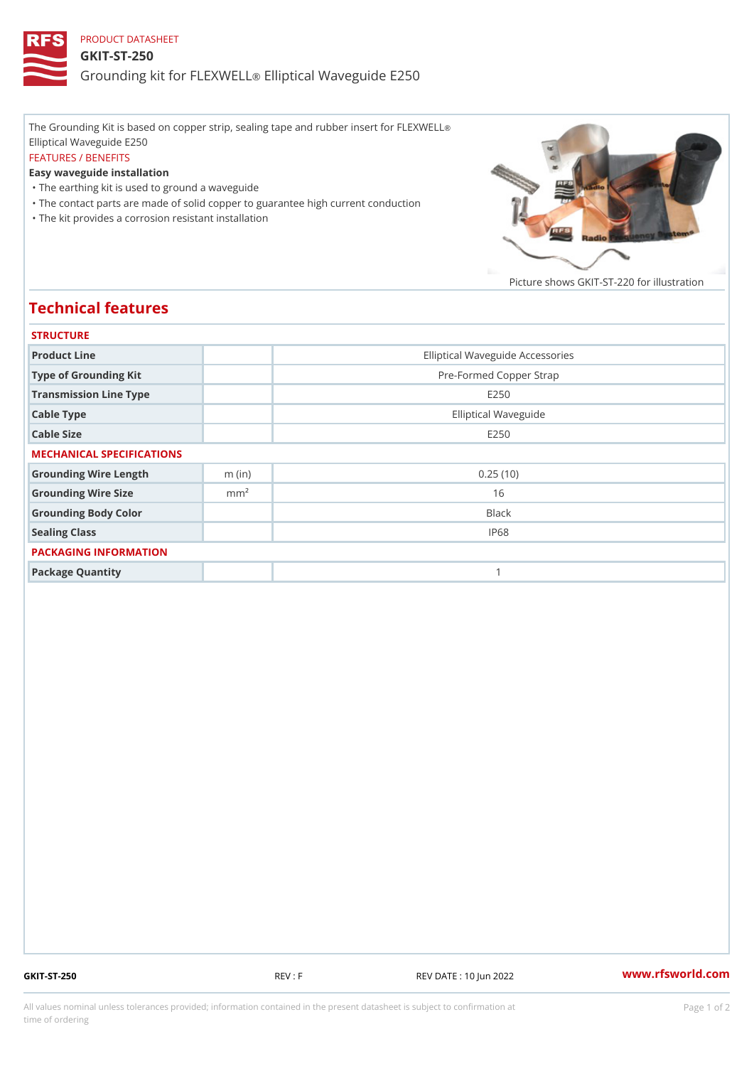PRODUCT DATASHEET

# GKIT-ST-250

## Grounding kit for FLEXWELL® Elliptical Waveguide E250

The Grounding Kit is based on copper strip, sealing tape and rubber insert for FLEXWELL® Elliptical Waveguide E250

FEATURES / BENEFITS

**Easy waveguide installation**

- The earthing kit is used to ground a waveguide
- The contact parts are made of solid copper to guarantee high current conduction
- The kit provides a corrosion resistant installation

Picture shows GKIT-ST-220 for illustration

## Technical features

### STRUCTURE

| | | |
|---|---|---|
| Product Line | | Elliptical Waveguide Accessories |
| Type of Grounding Kit | | Pre-Formed Copper Strap |
| Transmission Line Type | | E250 |
| Cable Type | | Elliptical Waveguide |
| Cable Size | | E250 |

### MECHANICAL SPECIFICATIONS

| | | |
|---|---|---|
| Grounding Wire Length | m (in) | 0.25 (10) |
| Grounding Wire Size | $mm^2$ | 16 |
| Grounding Body Color | | Black |
| Sealing Class | | IP68 |

### PACKAGING INFORMATION

| | | |
|---|---|---|
| Package Quantity | | 1 |

GKIT-ST-250 REV : F REV DATE : 10 Jun 2022 www.rfsworld.com

All values nominal unless tolerances provided; information contained in the present datasheet is subject to confirmation at time of ordering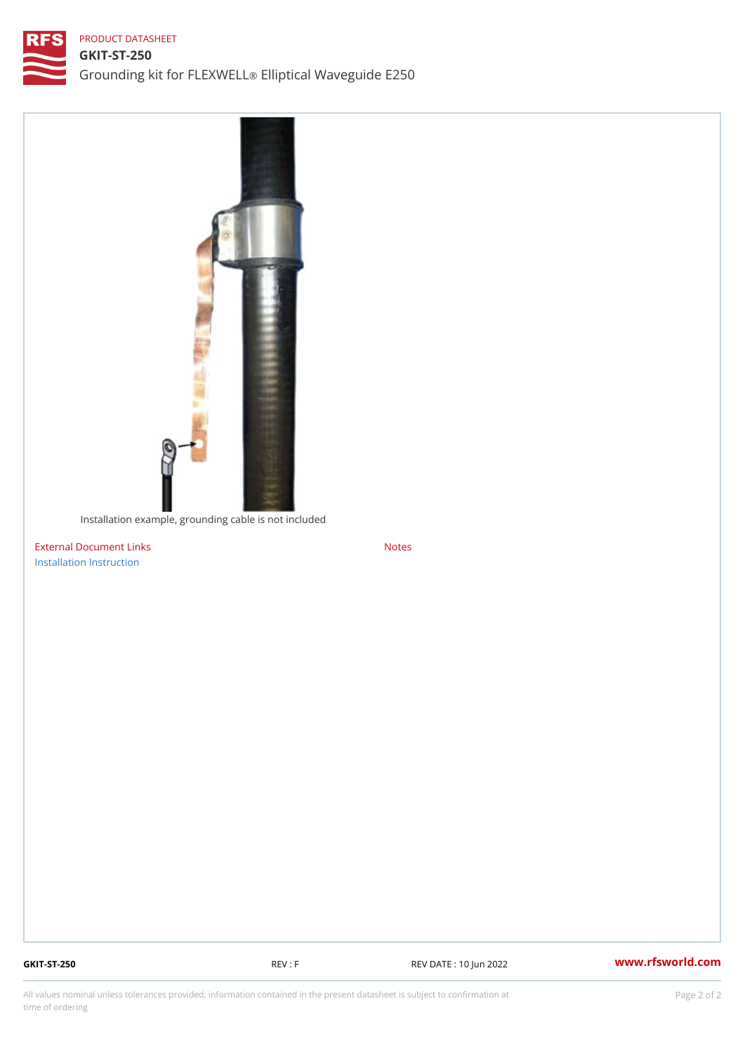Installation example, grounding cable is not included

External Document Links

Installation Instruction

Notes